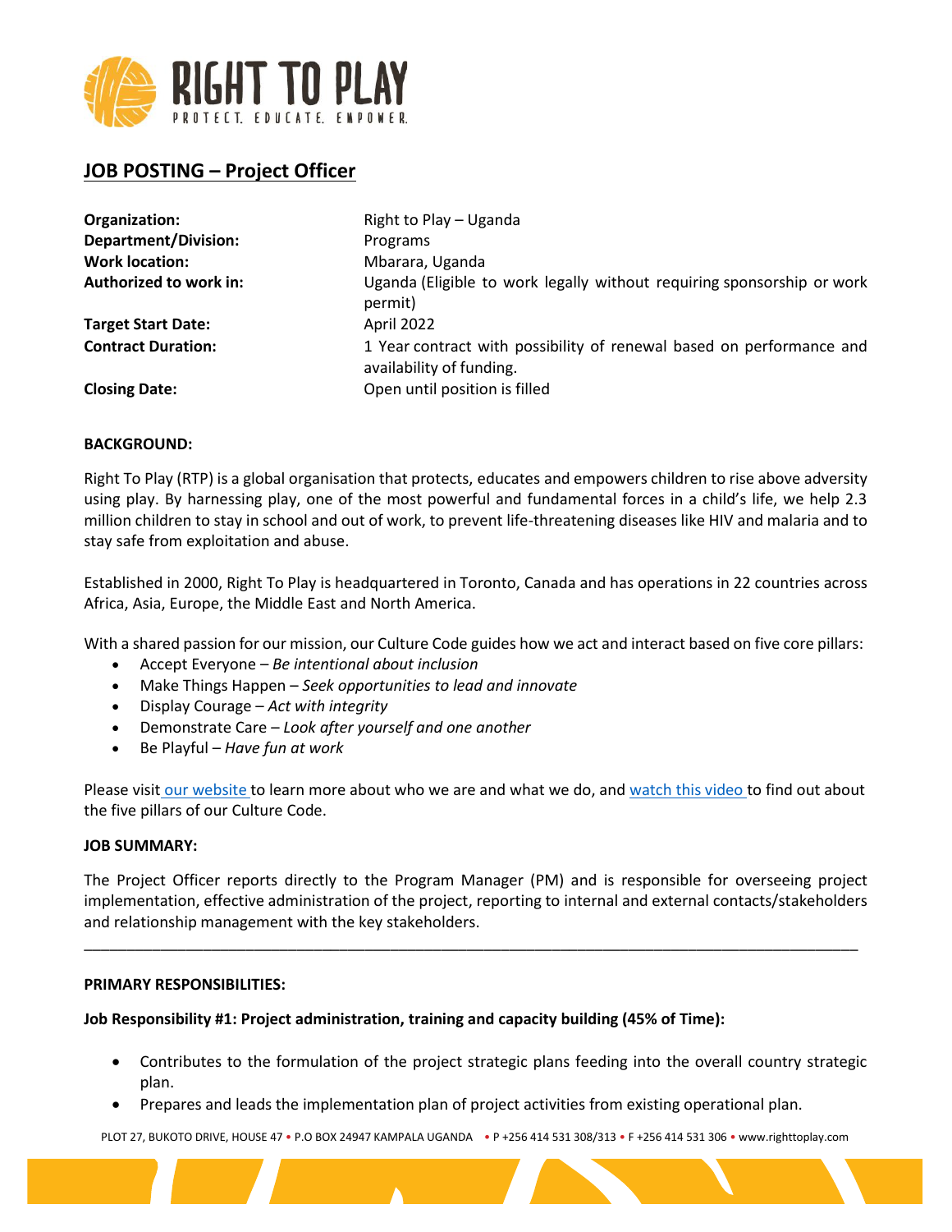# JOB POSTING – Project Officer

| | |
|---|---|
| **Organization:** | Right to Play – Uganda |
| **Department/Division:** | Programs |
| **Work location:** | Mbarara, Uganda |
| **Authorized to work in:** | Uganda (Eligible to work legally without requiring sponsorship or work permit) |
| **Target Start Date:** | April 2022 |
| **Contract Duration:** | 1 Year contract with possibility of renewal based on performance and availability of funding. |
| **Closing Date:** | Open until position is filled |

**BACKGROUND:**

Right To Play (RTP) is a global organisation that protects, educates and empowers children to rise above adversity using play. By harnessing play, one of the most powerful and fundamental forces in a child's life, we help 2.3 million children to stay in school and out of work, to prevent life-threatening diseases like HIV and malaria and to stay safe from exploitation and abuse.

Established in 2000, Right To Play is headquartered in Toronto, Canada and has operations in 22 countries across Africa, Asia, Europe, the Middle East and North America.

With a shared passion for our mission, our Culture Code guides how we act and interact based on five core pillars:

- Accept Everyone – *Be intentional about inclusion*
- Make Things Happen – *Seek opportunities to lead and innovate*
- Display Courage – *Act with integrity*
- Demonstrate Care – *Look after yourself and one another*
- Be Playful – *Have fun at work*

Please visit our website to learn more about who we are and what we do, and watch this video to find out about the five pillars of our Culture Code.

**JOB SUMMARY:**

The Project Officer reports directly to the Program Manager (PM) and is responsible for overseeing project implementation, effective administration of the project, reporting to internal and external contacts/stakeholders and relationship management with the key stakeholders.

---

**PRIMARY RESPONSIBILITIES:**

**Job Responsibility #1: Project administration, training and capacity building (45% of Time):**

- Contributes to the formulation of the project strategic plans feeding into the overall country strategic plan.
- Prepares and leads the implementation plan of project activities from existing operational plan.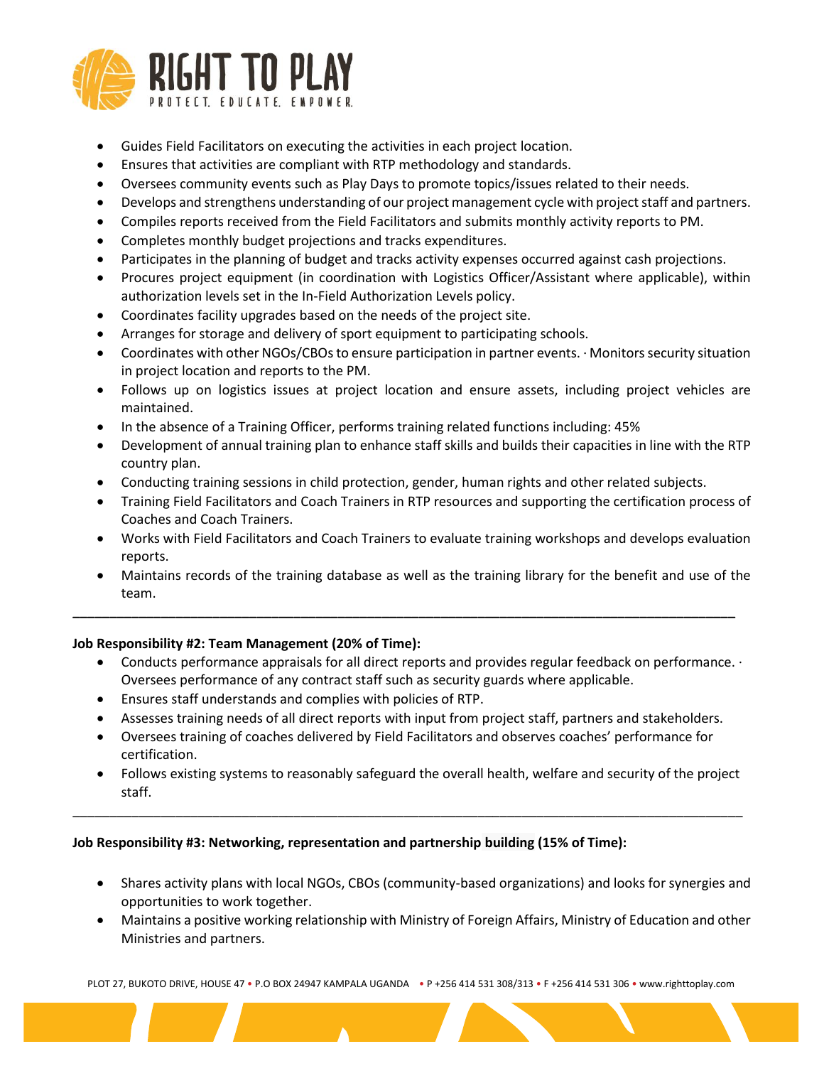- Guides Field Facilitators on executing the activities in each project location.
- Ensures that activities are compliant with RTP methodology and standards.
- Oversees community events such as Play Days to promote topics/issues related to their needs.
- Develops and strengthens understanding of our project management cycle with project staff and partners.
- Compiles reports received from the Field Facilitators and submits monthly activity reports to PM.
- Completes monthly budget projections and tracks expenditures.
- Participates in the planning of budget and tracks activity expenses occurred against cash projections.
- Procures project equipment (in coordination with Logistics Officer/Assistant where applicable), within authorization levels set in the In-Field Authorization Levels policy.
- Coordinates facility upgrades based on the needs of the project site.
- Arranges for storage and delivery of sport equipment to participating schools.
- Coordinates with other NGOs/CBOs to ensure participation in partner events. · Monitors security situation in project location and reports to the PM.
- Follows up on logistics issues at project location and ensure assets, including project vehicles are maintained.
- In the absence of a Training Officer, performs training related functions including: 45%
- Development of annual training plan to enhance staff skills and builds their capacities in line with the RTP country plan.
- Conducting training sessions in child protection, gender, human rights and other related subjects.
- Training Field Facilitators and Coach Trainers in RTP resources and supporting the certification process of Coaches and Coach Trainers.
- Works with Field Facilitators and Coach Trainers to evaluate training workshops and develops evaluation reports.
- Maintains records of the training database as well as the training library for the benefit and use of the team.

---

**Job Responsibility #2: Team Management (20% of Time):**

- Conducts performance appraisals for all direct reports and provides regular feedback on performance. · Oversees performance of any contract staff such as security guards where applicable.
- Ensures staff understands and complies with policies of RTP.
- Assesses training needs of all direct reports with input from project staff, partners and stakeholders.
- Oversees training of coaches delivered by Field Facilitators and observes coaches' performance for certification.
- Follows existing systems to reasonably safeguard the overall health, welfare and security of the project staff.

---

**Job Responsibility #3: Networking, representation and partnership building (15% of Time):**

- Shares activity plans with local NGOs, CBOs (community-based organizations) and looks for synergies and opportunities to work together.
- Maintains a positive working relationship with Ministry of Foreign Affairs, Ministry of Education and other Ministries and partners.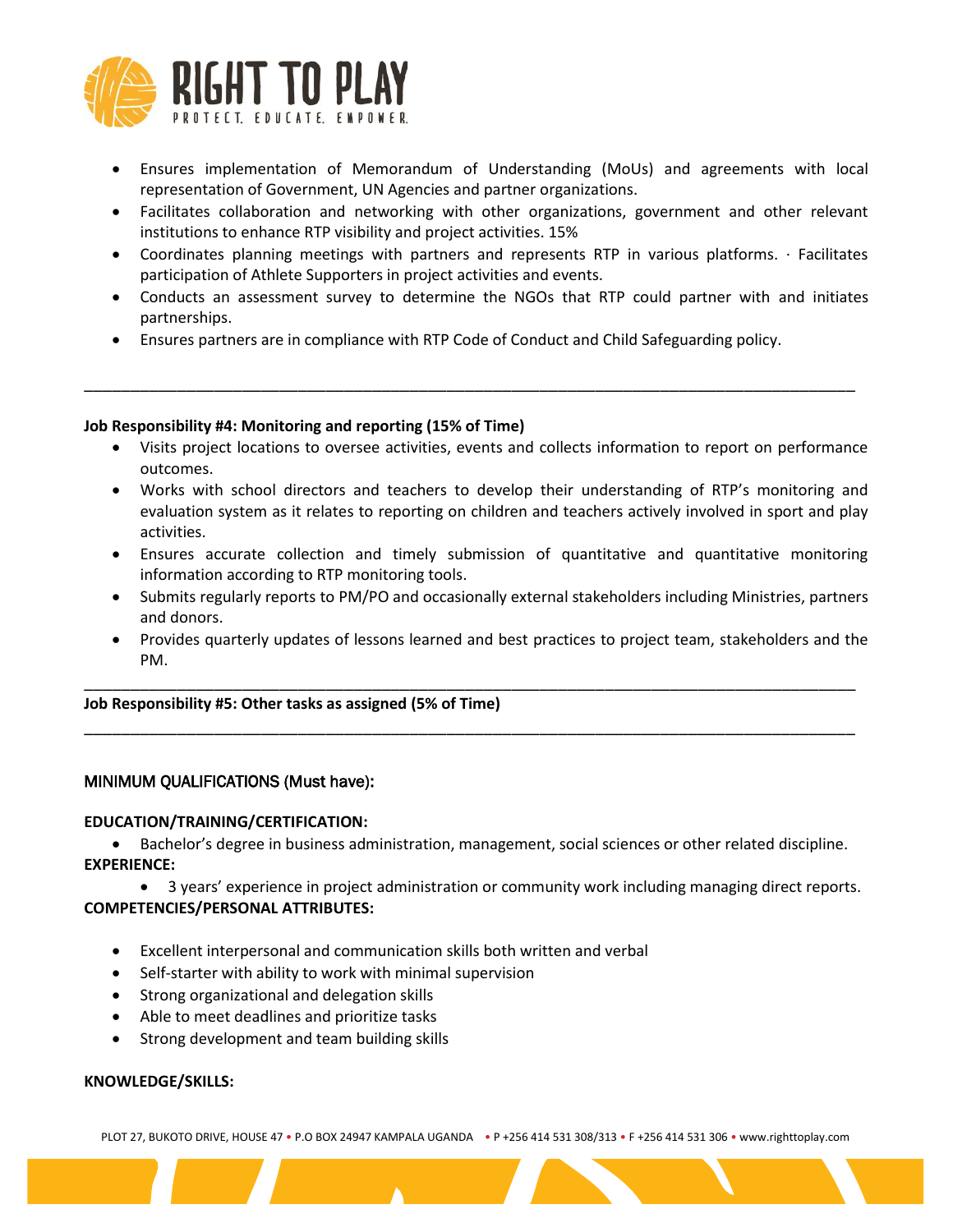- Ensures implementation of Memorandum of Understanding (MoUs) and agreements with local representation of Government, UN Agencies and partner organizations.
- Facilitates collaboration and networking with other organizations, government and other relevant institutions to enhance RTP visibility and project activities. 15%
- Coordinates planning meetings with partners and represents RTP in various platforms. · Facilitates participation of Athlete Supporters in project activities and events.
- Conducts an assessment survey to determine the NGOs that RTP could partner with and initiates partnerships.
- Ensures partners are in compliance with RTP Code of Conduct and Child Safeguarding policy.

---

**Job Responsibility #4: Monitoring and reporting (15% of Time)**

- Visits project locations to oversee activities, events and collects information to report on performance outcomes.
- Works with school directors and teachers to develop their understanding of RTP's monitoring and evaluation system as it relates to reporting on children and teachers actively involved in sport and play activities.
- Ensures accurate collection and timely submission of quantitative and quantitative monitoring information according to RTP monitoring tools.
- Submits regularly reports to PM/PO and occasionally external stakeholders including Ministries, partners and donors.
- Provides quarterly updates of lessons learned and best practices to project team, stakeholders and the PM.

---

**Job Responsibility #5: Other tasks as assigned (5% of Time)**

---

## MINIMUM QUALIFICATIONS (Must have):

**EDUCATION/TRAINING/CERTIFICATION:**

- Bachelor's degree in business administration, management, social sciences or other related discipline.

**EXPERIENCE:**

- 3 years' experience in project administration or community work including managing direct reports.

**COMPETENCIES/PERSONAL ATTRIBUTES:**

- Excellent interpersonal and communication skills both written and verbal
- Self-starter with ability to work with minimal supervision
- Strong organizational and delegation skills
- Able to meet deadlines and prioritize tasks
- Strong development and team building skills

**KNOWLEDGE/SKILLS:**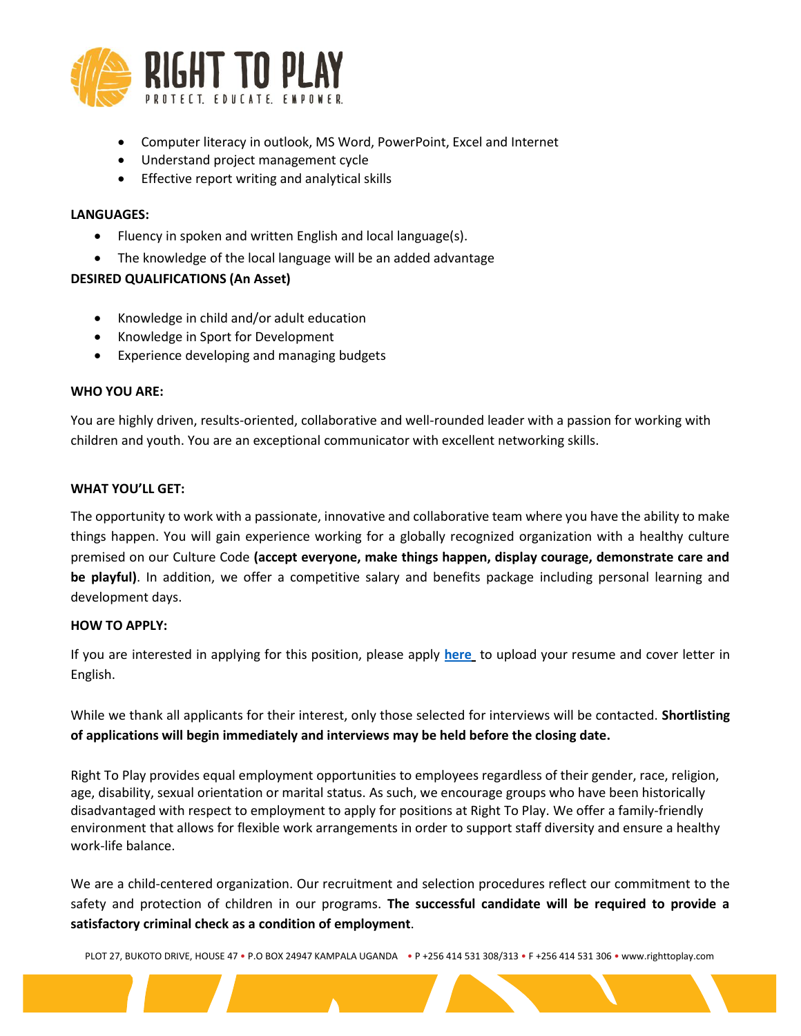- Computer literacy in outlook, MS Word, PowerPoint, Excel and Internet
- Understand project management cycle
- Effective report writing and analytical skills

**LANGUAGES:**

- Fluency in spoken and written English and local language(s).
- The knowledge of the local language will be an added advantage

**DESIRED QUALIFICATIONS (An Asset)**

- Knowledge in child and/or adult education
- Knowledge in Sport for Development
- Experience developing and managing budgets

**WHO YOU ARE:**

You are highly driven, results-oriented, collaborative and well-rounded leader with a passion for working with children and youth. You are an exceptional communicator with excellent networking skills.

**WHAT YOU'LL GET:**

The opportunity to work with a passionate, innovative and collaborative team where you have the ability to make things happen. You will gain experience working for a globally recognized organization with a healthy culture premised on our Culture Code **(accept everyone, make things happen, display courage, demonstrate care and be playful)**. In addition, we offer a competitive salary and benefits package including personal learning and development days.

**HOW TO APPLY:**

If you are interested in applying for this position, please apply **here** to upload your resume and cover letter in English.

While we thank all applicants for their interest, only those selected for interviews will be contacted. **Shortlisting of applications will begin immediately and interviews may be held before the closing date.**

Right To Play provides equal employment opportunities to employees regardless of their gender, race, religion, age, disability, sexual orientation or marital status. As such, we encourage groups who have been historically disadvantaged with respect to employment to apply for positions at Right To Play. We offer a family-friendly environment that allows for flexible work arrangements in order to support staff diversity and ensure a healthy work-life balance.

We are a child-centered organization. Our recruitment and selection procedures reflect our commitment to the safety and protection of children in our programs. **The successful candidate will be required to provide a satisfactory criminal check as a condition of employment**.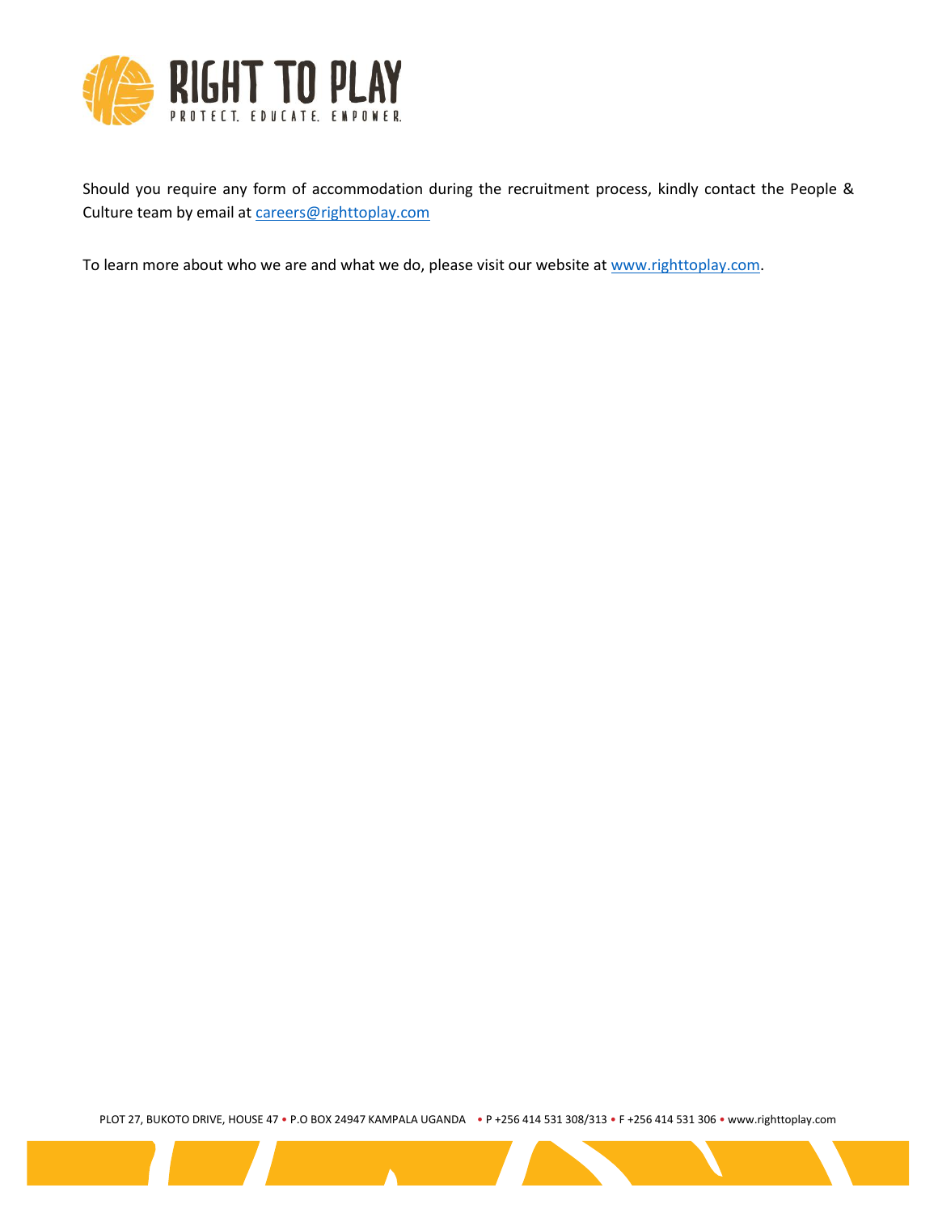Should you require any form of accommodation during the recruitment process, kindly contact the People & Culture team by email at careers@righttoplay.com

To learn more about who we are and what we do, please visit our website at www.righttoplay.com.